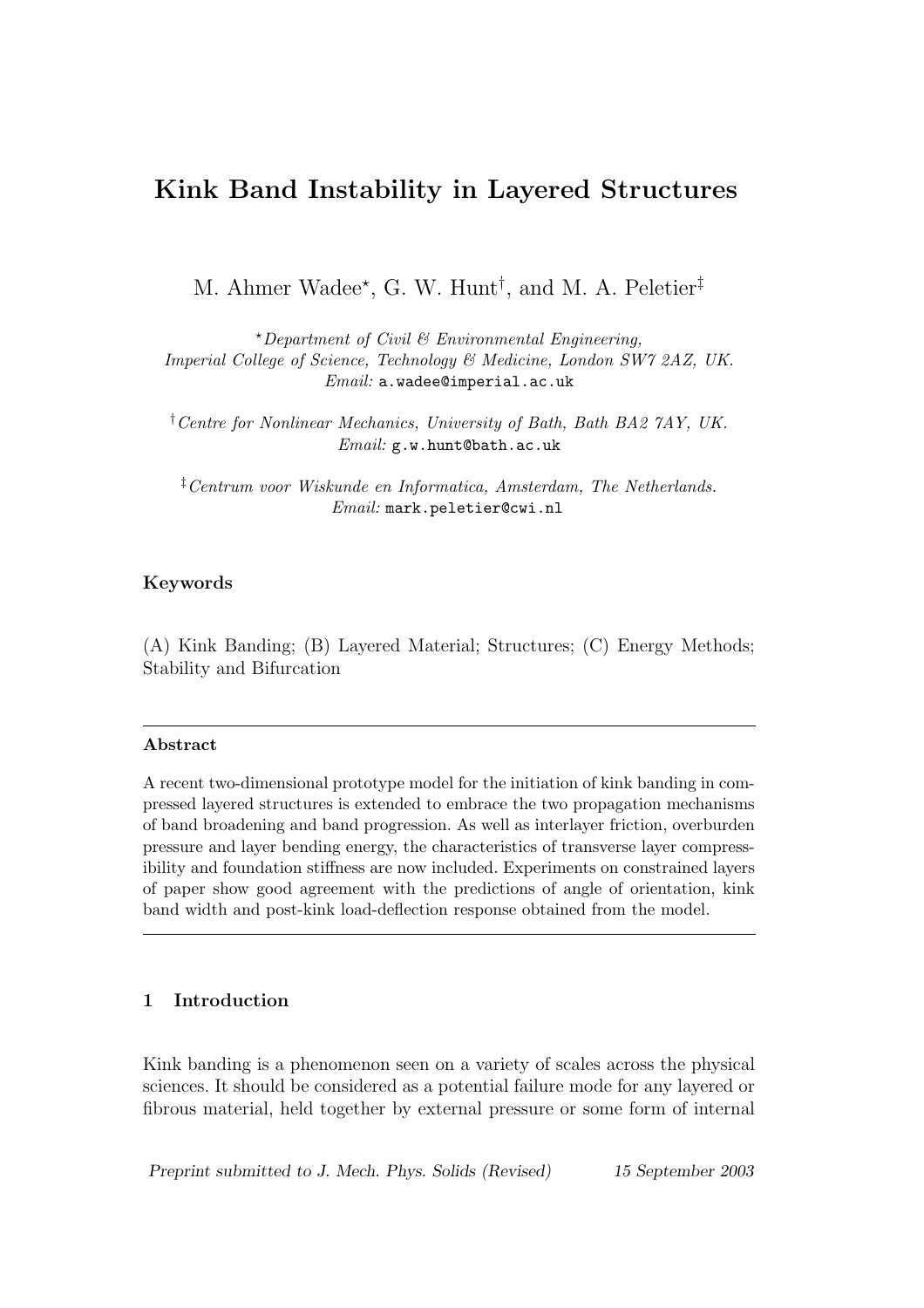# Kink Band Instability in Layered Structures

M. Ahmer Wadee[⋆], G. W. Hunt[†], and M. A. Peletier[‡]

[⋆] *Department of Civil & Environmental Engineering, Imperial College of Science, Technology & Medicine, London SW7 2AZ, UK.*
*Email:* `a.wadee@imperial.ac.uk`

[†] *Centre for Nonlinear Mechanics, University of Bath, Bath BA2 7AY, UK.*
*Email:* `g.w.hunt@bath.ac.uk`

[‡] *Centrum voor Wiskunde en Informatica, Amsterdam, The Netherlands.*
*Email:* `mark.peletier@cwi.nl`

### Keywords

(A) Kink Banding; (B) Layered Material; Structures; (C) Energy Methods; Stability and Bifurcation

---

**Abstract**

A recent two-dimensional prototype model for the initiation of kink banding in compressed layered structures is extended to embrace the two propagation mechanisms of band broadening and band progression. As well as interlayer friction, overburden pressure and layer bending energy, the characteristics of transverse layer compressibility and foundation stiffness are now included. Experiments on constrained layers of paper show good agreement with the predictions of angle of orientation, kink band width and post-kink load-deflection response obtained from the model.

---

## 1 Introduction

Kink banding is a phenomenon seen on a variety of scales across the physical sciences. It should be considered as a potential failure mode for any layered or fibrous material, held together by external pressure or some form of internal

*Preprint submitted to J. Mech. Phys. Solids (Revised) 15 September 2003*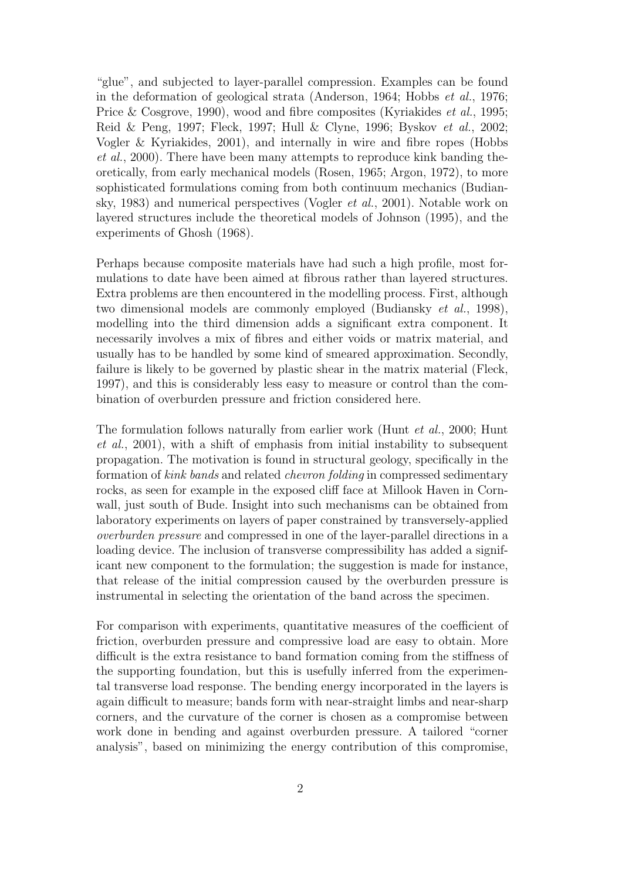"glue", and subjected to layer-parallel compression. Examples can be found in the deformation of geological strata (Anderson, 1964; Hobbs *et al.*, 1976; Price & Cosgrove, 1990), wood and fibre composites (Kyriakides *et al.*, 1995; Reid & Peng, 1997; Fleck, 1997; Hull & Clyne, 1996; Byskov *et al.*, 2002; Vogler & Kyriakides, 2001), and internally in wire and fibre ropes (Hobbs *et al.*, 2000). There have been many attempts to reproduce kink banding theoretically, from early mechanical models (Rosen, 1965; Argon, 1972), to more sophisticated formulations coming from both continuum mechanics (Budiansky, 1983) and numerical perspectives (Vogler *et al.*, 2001). Notable work on layered structures include the theoretical models of Johnson (1995), and the experiments of Ghosh (1968).

Perhaps because composite materials have had such a high profile, most formulations to date have been aimed at fibrous rather than layered structures. Extra problems are then encountered in the modelling process. First, although two dimensional models are commonly employed (Budiansky *et al.*, 1998), modelling into the third dimension adds a significant extra component. It necessarily involves a mix of fibres and either voids or matrix material, and usually has to be handled by some kind of smeared approximation. Secondly, failure is likely to be governed by plastic shear in the matrix material (Fleck, 1997), and this is considerably less easy to measure or control than the combination of overburden pressure and friction considered here.

The formulation follows naturally from earlier work (Hunt *et al.*, 2000; Hunt *et al.*, 2001), with a shift of emphasis from initial instability to subsequent propagation. The motivation is found in structural geology, specifically in the formation of *kink bands* and related *chevron folding* in compressed sedimentary rocks, as seen for example in the exposed cliff face at Millook Haven in Cornwall, just south of Bude. Insight into such mechanisms can be obtained from laboratory experiments on layers of paper constrained by transversely-applied *overburden pressure* and compressed in one of the layer-parallel directions in a loading device. The inclusion of transverse compressibility has added a significant new component to the formulation; the suggestion is made for instance, that release of the initial compression caused by the overburden pressure is instrumental in selecting the orientation of the band across the specimen.

For comparison with experiments, quantitative measures of the coefficient of friction, overburden pressure and compressive load are easy to obtain. More difficult is the extra resistance to band formation coming from the stiffness of the supporting foundation, but this is usefully inferred from the experimental transverse load response. The bending energy incorporated in the layers is again difficult to measure; bands form with near-straight limbs and near-sharp corners, and the curvature of the corner is chosen as a compromise between work done in bending and against overburden pressure. A tailored "corner analysis", based on minimizing the energy contribution of this compromise,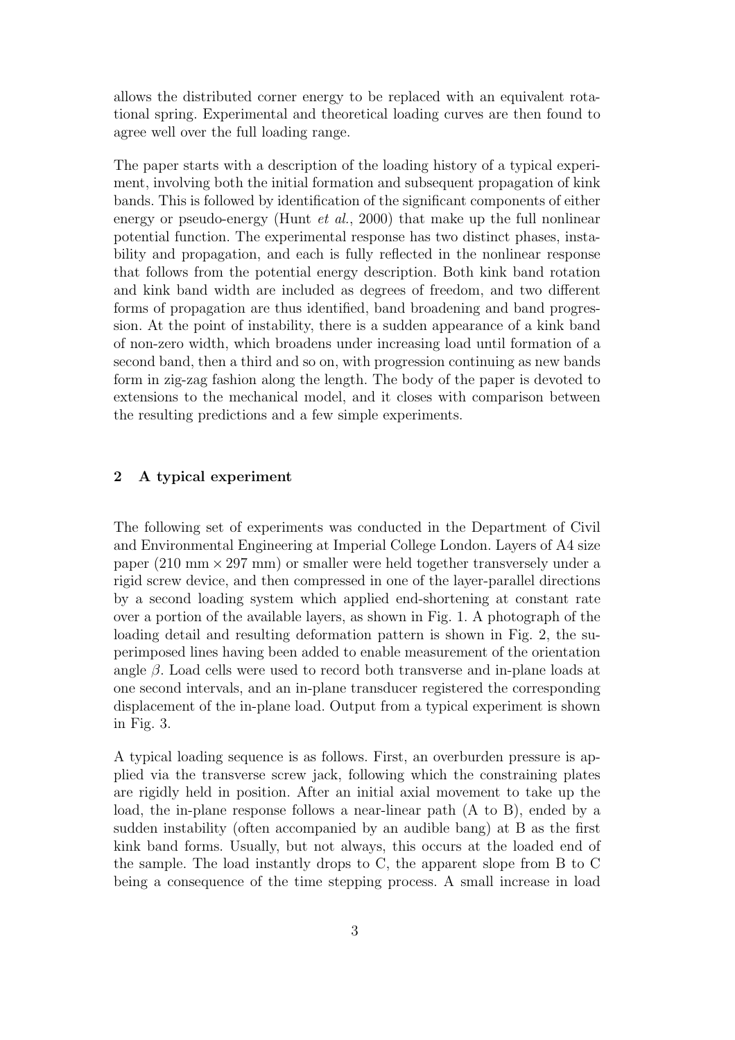allows the distributed corner energy to be replaced with an equivalent rotational spring. Experimental and theoretical loading curves are then found to agree well over the full loading range.

The paper starts with a description of the loading history of a typical experiment, involving both the initial formation and subsequent propagation of kink bands. This is followed by identification of the significant components of either energy or pseudo-energy (Hunt *et al.*, 2000) that make up the full nonlinear potential function. The experimental response has two distinct phases, instability and propagation, and each is fully reflected in the nonlinear response that follows from the potential energy description. Both kink band rotation and kink band width are included as degrees of freedom, and two different forms of propagation are thus identified, band broadening and band progression. At the point of instability, there is a sudden appearance of a kink band of non-zero width, which broadens under increasing load until formation of a second band, then a third and so on, with progression continuing as new bands form in zig-zag fashion along the length. The body of the paper is devoted to extensions to the mechanical model, and it closes with comparison between the resulting predictions and a few simple experiments.

## 2 A typical experiment

The following set of experiments was conducted in the Department of Civil and Environmental Engineering at Imperial College London. Layers of A4 size paper (210 mm $\times$ 297 mm) or smaller were held together transversely under a rigid screw device, and then compressed in one of the layer-parallel directions by a second loading system which applied end-shortening at constant rate over a portion of the available layers, as shown in Fig. 1. A photograph of the loading detail and resulting deformation pattern is shown in Fig. 2, the superimposed lines having been added to enable measurement of the orientation angle $\beta$. Load cells were used to record both transverse and in-plane loads at one second intervals, and an in-plane transducer registered the corresponding displacement of the in-plane load. Output from a typical experiment is shown in Fig. 3.

A typical loading sequence is as follows. First, an overburden pressure is applied via the transverse screw jack, following which the constraining plates are rigidly held in position. After an initial axial movement to take up the load, the in-plane response follows a near-linear path (A to B), ended by a sudden instability (often accompanied by an audible bang) at B as the first kink band forms. Usually, but not always, this occurs at the loaded end of the sample. The load instantly drops to C, the apparent slope from B to C being a consequence of the time stepping process. A small increase in load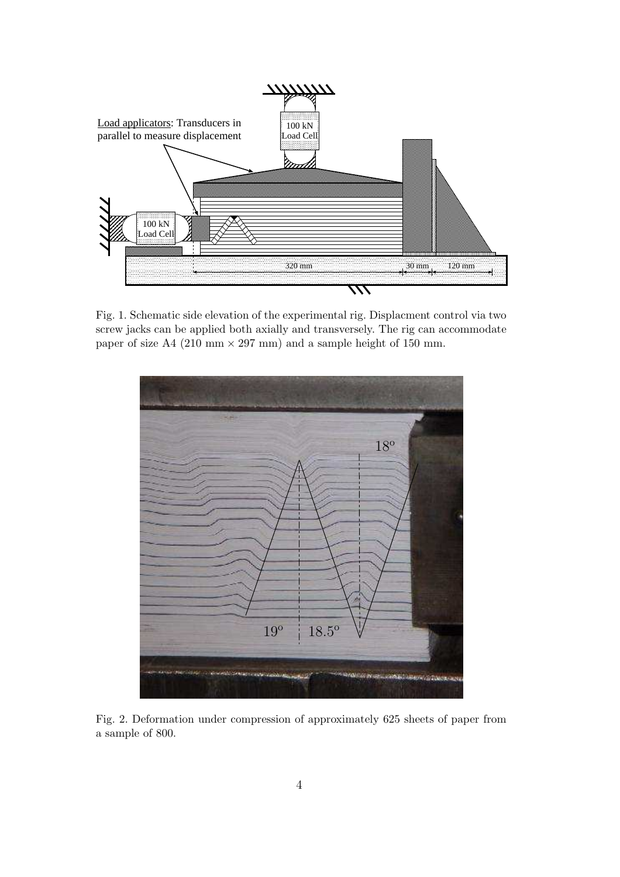Fig. 1. Schematic side elevation of the experimental rig. Displacment control via two screw jacks can be applied both axially and transversely. The rig can accommodate paper of size A4 (210 mm × 297 mm) and a sample height of 150 mm.

Fig. 2. Deformation under compression of approximately 625 sheets of paper from a sample of 800.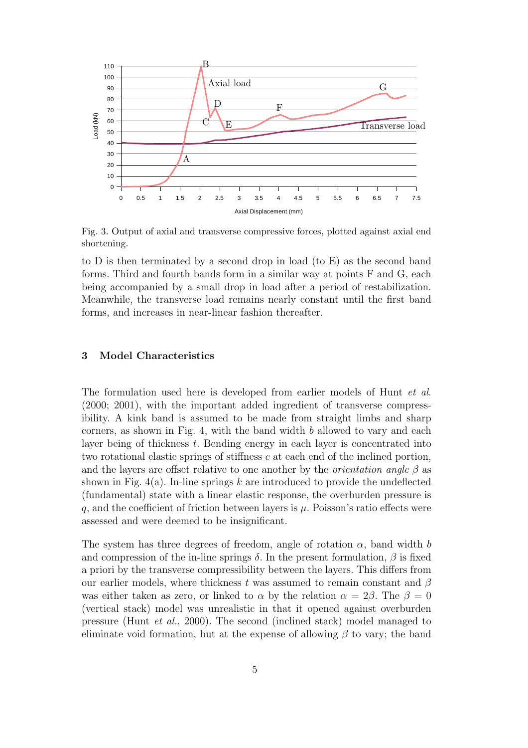Fig. 3. Output of axial and transverse compressive forces, plotted against axial end shortening.

to D is then terminated by a second drop in load (to E) as the second band forms. Third and fourth bands form in a similar way at points F and G, each being accompanied by a small drop in load after a period of restabilization. Meanwhile, the transverse load remains nearly constant until the first band forms, and increases in near-linear fashion thereafter.

## 3 Model Characteristics

The formulation used here is developed from earlier models of Hunt *et al.* (2000; 2001), with the important added ingredient of transverse compressibility. A kink band is assumed to be made from straight limbs and sharp corners, as shown in Fig. 4, with the band width $b$ allowed to vary and each layer being of thickness $t$. Bending energy in each layer is concentrated into two rotational elastic springs of stiffness $c$ at each end of the inclined portion, and the layers are offset relative to one another by the *orientation angle* $\beta$ as shown in Fig. 4(a). In-line springs $k$ are introduced to provide the undeflected (fundamental) state with a linear elastic response, the overburden pressure is $q$, and the coefficient of friction between layers is $\mu$. Poisson's ratio effects were assessed and were deemed to be insignificant.

The system has three degrees of freedom, angle of rotation $\alpha$, band width $b$ and compression of the in-line springs $\delta$. In the present formulation, $\beta$ is fixed a priori by the transverse compressibility between the layers. This differs from our earlier models, where thickness $t$ was assumed to remain constant and $\beta$ was either taken as zero, or linked to $\alpha$ by the relation $\alpha = 2\beta$. The $\beta = 0$ (vertical stack) model was unrealistic in that it opened against overburden pressure (Hunt *et al.*, 2000). The second (inclined stack) model managed to eliminate void formation, but at the expense of allowing $\beta$ to vary; the band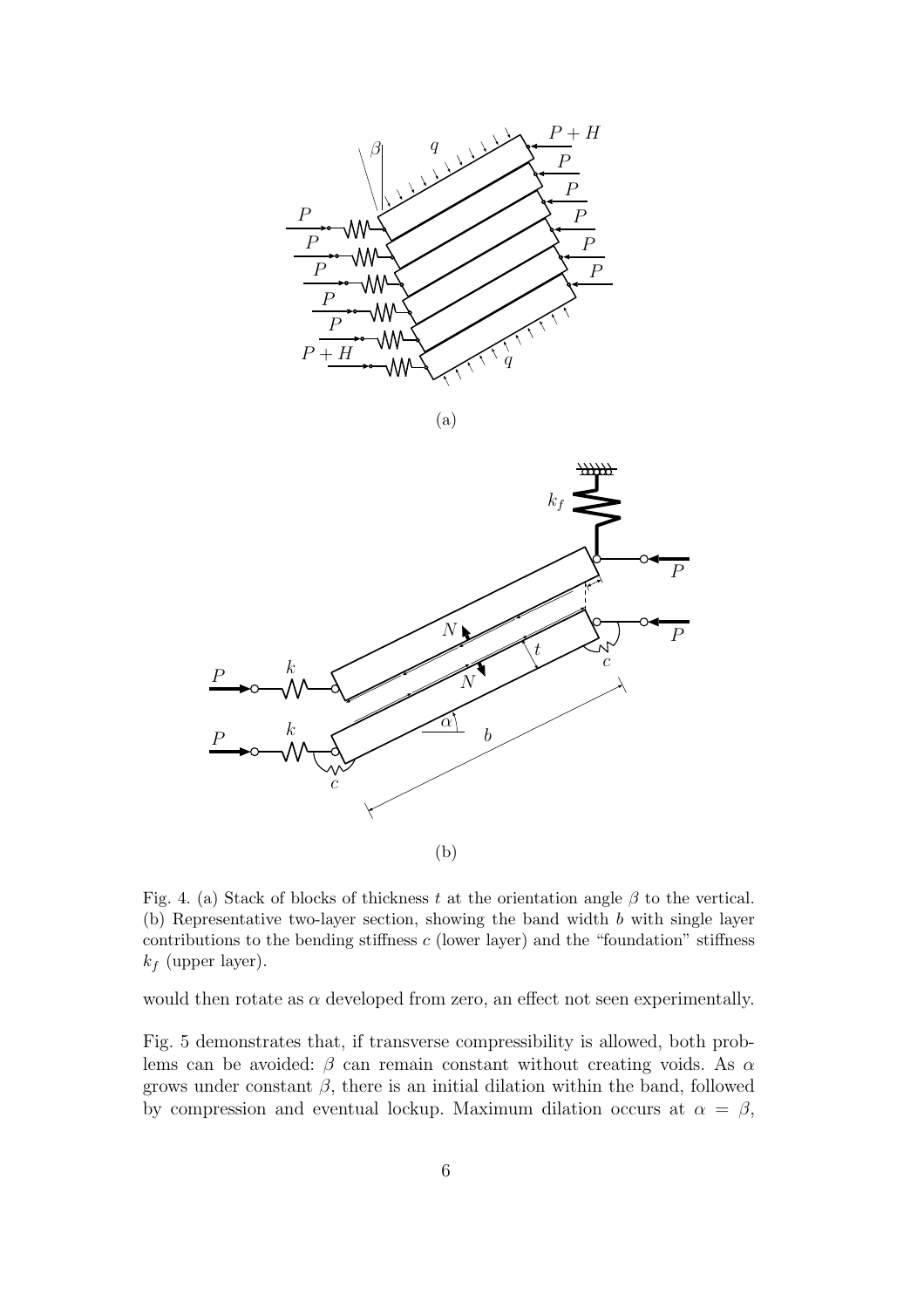Fig. 4. (a) Stack of blocks of thickness $t$ at the orientation angle $\beta$ to the vertical. (b) Representative two-layer section, showing the band width $b$ with single layer contributions to the bending stiffness $c$ (lower layer) and the "foundation" stiffness $k_f$ (upper layer).

would then rotate as $\alpha$ developed from zero, an effect not seen experimentally.

Fig. 5 demonstrates that, if transverse compressibility is allowed, both problems can be avoided: $\beta$ can remain constant without creating voids. As $\alpha$ grows under constant $\beta$, there is an initial dilation within the band, followed by compression and eventual lockup. Maximum dilation occurs at $\alpha = \beta$,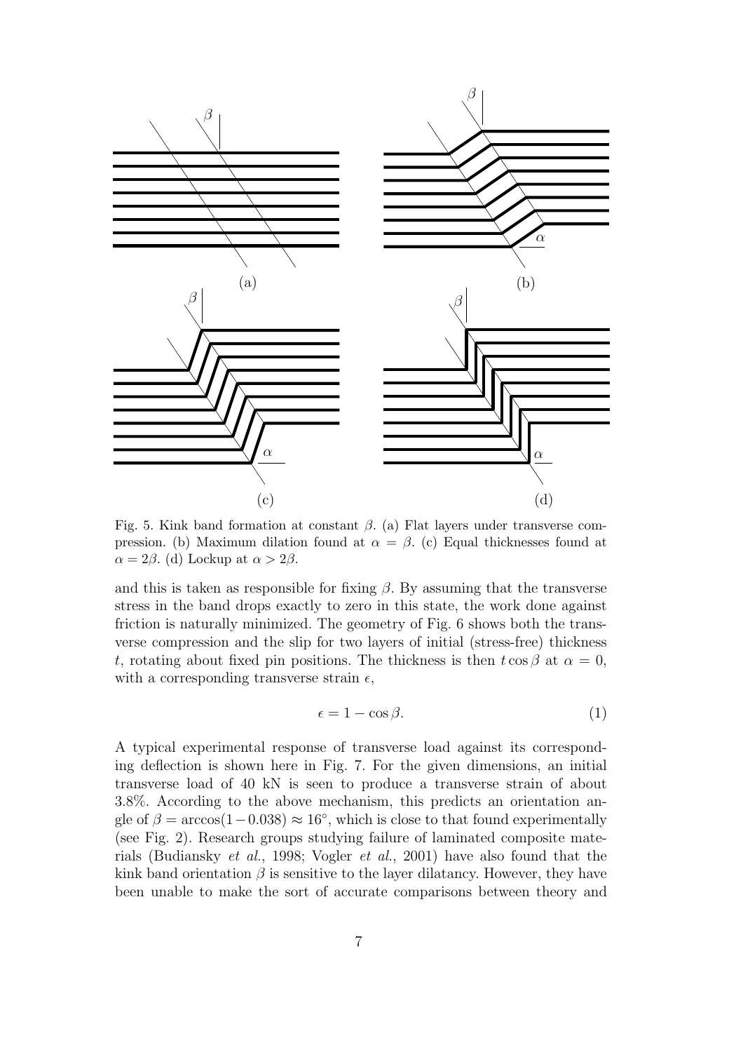Fig. 5. Kink band formation at constant $\beta$. (a) Flat layers under transverse compression. (b) Maximum dilation found at $\alpha = \beta$. (c) Equal thicknesses found at $\alpha = 2\beta$. (d) Lockup at $\alpha > 2\beta$.

and this is taken as responsible for fixing $\beta$. By assuming that the transverse stress in the band drops exactly to zero in this state, the work done against friction is naturally minimized. The geometry of Fig. 6 shows both the transverse compression and the slip for two layers of initial (stress-free) thickness $t$, rotating about fixed pin positions. The thickness is then $t \cos \beta$ at $\alpha = 0$, with a corresponding transverse strain $\epsilon$,

$$\epsilon = 1 - \cos \beta. \tag{1}$$

A typical experimental response of transverse load against its corresponding deflection is shown here in Fig. 7. For the given dimensions, an initial transverse load of 40 kN is seen to produce a transverse strain of about 3.8%. According to the above mechanism, this predicts an orientation angle of $\beta = \arccos(1 - 0.038) \approx 16^\circ$, which is close to that found experimentally (see Fig. 2). Research groups studying failure of laminated composite materials (Budiansky *et al.*, 1998; Vogler *et al.*, 2001) have also found that the kink band orientation $\beta$ is sensitive to the layer dilatancy. However, they have been unable to make the sort of accurate comparisons between theory and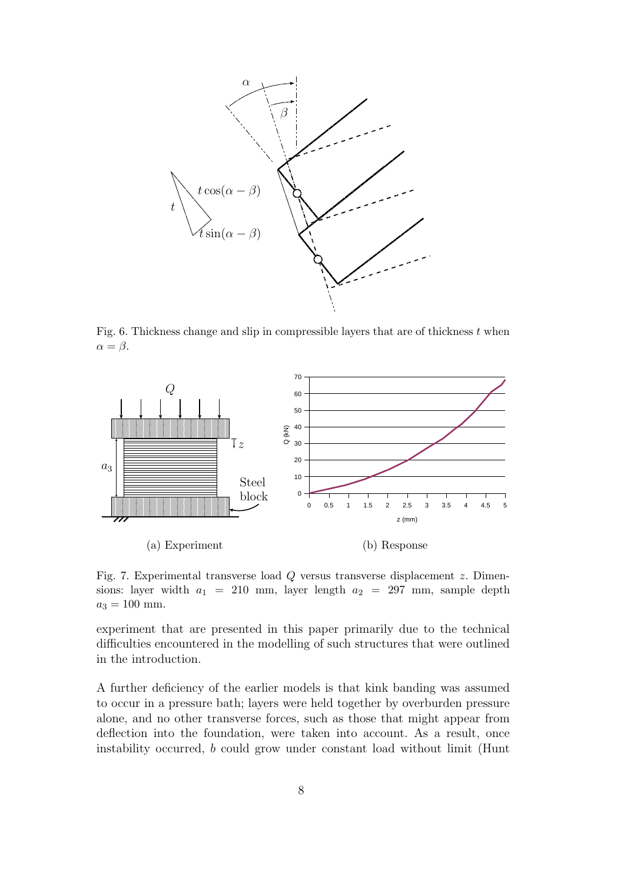Fig. 6. Thickness change and slip in compressible layers that are of thickness $t$ when $\alpha = \beta$.

(a) Experiment

(b) Response

Fig. 7. Experimental transverse load $Q$ versus transverse displacement $z$. Dimensions: layer width $a_1 = 210$ mm, layer length $a_2 = 297$ mm, sample depth $a_3 = 100$ mm.

experiment that are presented in this paper primarily due to the technical difficulties encountered in the modelling of such structures that were outlined in the introduction.

A further deficiency of the earlier models is that kink banding was assumed to occur in a pressure bath; layers were held together by overburden pressure alone, and no other transverse forces, such as those that might appear from deflection into the foundation, were taken into account. As a result, once instability occurred, $b$ could grow under constant load without limit (Hunt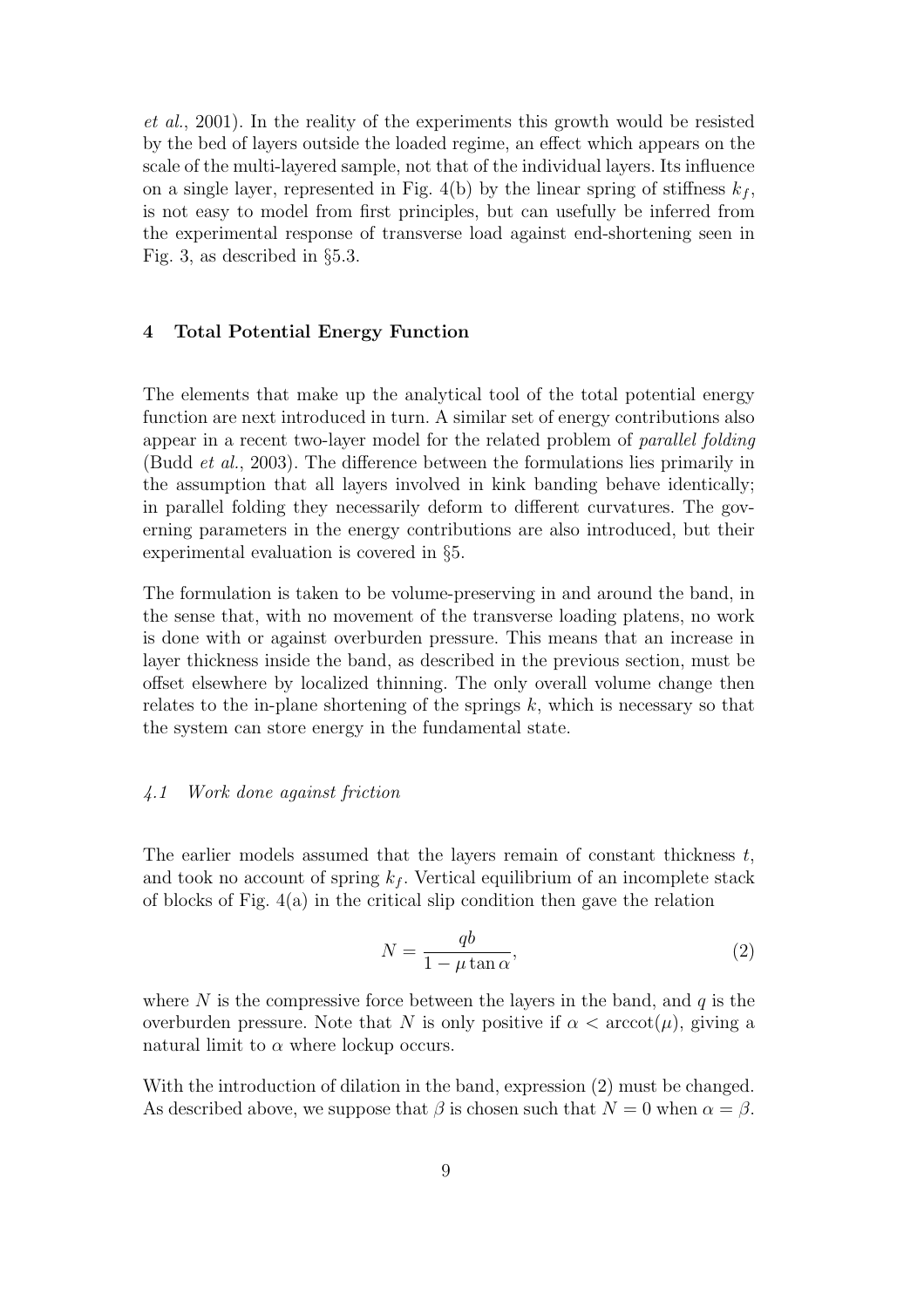*et al.*, 2001). In the reality of the experiments this growth would be resisted by the bed of layers outside the loaded regime, an effect which appears on the scale of the multi-layered sample, not that of the individual layers. Its influence on a single layer, represented in Fig. 4(b) by the linear spring of stiffness $k_f$, is not easy to model from first principles, but can usefully be inferred from the experimental response of transverse load against end-shortening seen in Fig. 3, as described in §5.3.

## 4 Total Potential Energy Function

The elements that make up the analytical tool of the total potential energy function are next introduced in turn. A similar set of energy contributions also appear in a recent two-layer model for the related problem of *parallel folding* (Budd *et al.*, 2003). The difference between the formulations lies primarily in the assumption that all layers involved in kink banding behave identically; in parallel folding they necessarily deform to different curvatures. The governing parameters in the energy contributions are also introduced, but their experimental evaluation is covered in §5.

The formulation is taken to be volume-preserving in and around the band, in the sense that, with no movement of the transverse loading platens, no work is done with or against overburden pressure. This means that an increase in layer thickness inside the band, as described in the previous section, must be offset elsewhere by localized thinning. The only overall volume change then relates to the in-plane shortening of the springs $k$, which is necessary so that the system can store energy in the fundamental state.

### *4.1 Work done against friction*

The earlier models assumed that the layers remain of constant thickness $t$, and took no account of spring $k_f$. Vertical equilibrium of an incomplete stack of blocks of Fig. 4(a) in the critical slip condition then gave the relation

$$N = \frac{qb}{1 - \mu \tan \alpha}, \tag{2}$$

where $N$ is the compressive force between the layers in the band, and $q$ is the overburden pressure. Note that $N$ is only positive if $\alpha < \text{arccot}(\mu)$, giving a natural limit to $\alpha$ where lockup occurs.

With the introduction of dilation in the band, expression (2) must be changed. As described above, we suppose that $\beta$ is chosen such that $N = 0$ when $\alpha = \beta$.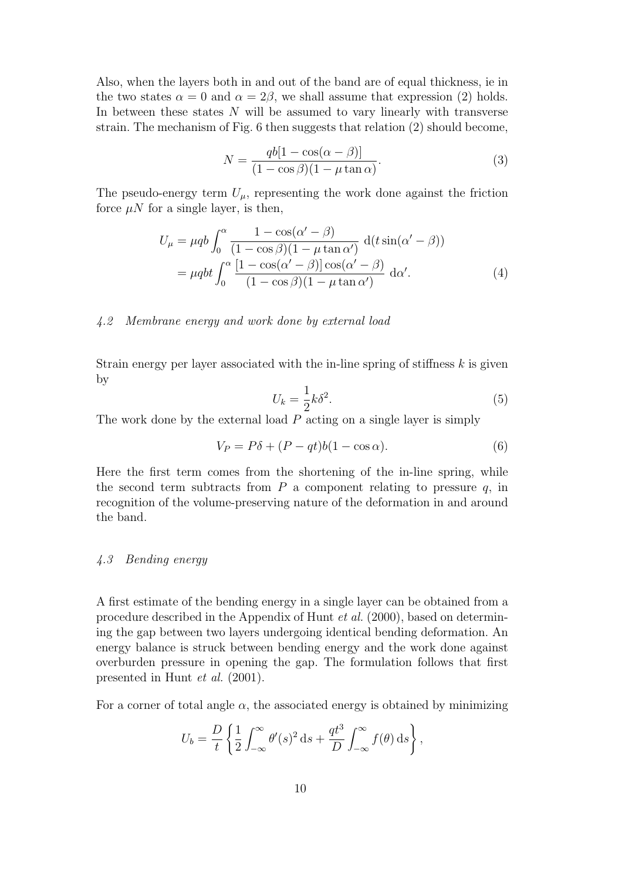Also, when the layers both in and out of the band are of equal thickness, ie in the two states $\alpha = 0$ and $\alpha = 2\beta$, we shall assume that expression (2) holds. In between these states $N$ will be assumed to vary linearly with transverse strain. The mechanism of Fig. 6 then suggests that relation (2) should become,

$$N = \frac{qb[1 - \cos(\alpha - \beta)]}{(1 - \cos\beta)(1 - \mu \tan\alpha)}. \tag{3}$$

The pseudo-energy term $U_\mu$, representing the work done against the friction force $\mu N$ for a single layer, is then,

$$\begin{aligned} U_\mu &= \mu q b \int_0^\alpha \frac{1 - \cos(\alpha' - \beta)}{(1 - \cos\beta)(1 - \mu \tan\alpha')} \, \mathrm{d}(t \sin(\alpha' - \beta)) \\ &= \mu q b t \int_0^\alpha \frac{[1 - \cos(\alpha' - \beta)] \cos(\alpha' - \beta)}{(1 - \cos\beta)(1 - \mu \tan\alpha')} \, \mathrm{d}\alpha'. \end{aligned} \tag{4}$$

### *4.2 Membrane energy and work done by external load*

Strain energy per layer associated with the in-line spring of stiffness $k$ is given by

$$U_k = \frac{1}{2} k \delta^2. \tag{5}$$

The work done by the external load $P$ acting on a single layer is simply

$$V_P = P\delta + (P - qt) b (1 - \cos\alpha). \tag{6}$$

Here the first term comes from the shortening of the in-line spring, while the second term subtracts from $P$ a component relating to pressure $q$, in recognition of the volume-preserving nature of the deformation in and around the band.

### *4.3 Bending energy*

A first estimate of the bending energy in a single layer can be obtained from a procedure described in the Appendix of Hunt *et al.* (2000), based on determining the gap between two layers undergoing identical bending deformation. An energy balance is struck between bending energy and the work done against overburden pressure in opening the gap. The formulation follows that first presented in Hunt *et al.* (2001).

For a corner of total angle $\alpha$, the associated energy is obtained by minimizing

$$U_b = \frac{D}{t} \left\{ \frac{1}{2} \int_{-\infty}^{\infty} \theta'(s)^2 \, \mathrm{d}s + \frac{qt^3}{D} \int_{-\infty}^{\infty} f(\theta) \, \mathrm{d}s \right\},$$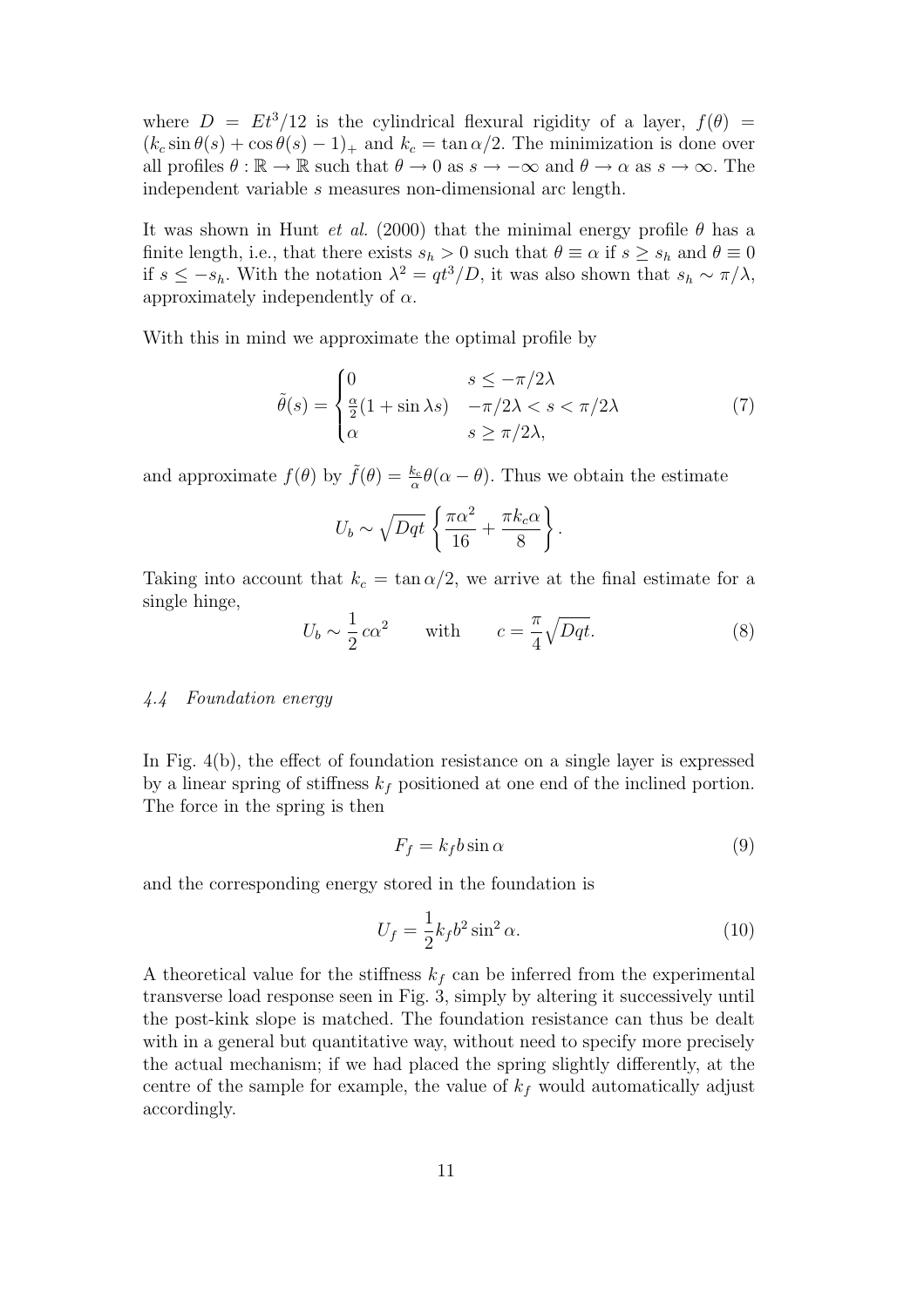where $D = Et^3/12$ is the cylindrical flexural rigidity of a layer, $f(\theta) = (k_c \sin\theta(s) + \cos\theta(s) - 1)_+$ and $k_c = \tan\alpha/2$. The minimization is done over all profiles $\theta : \mathbb{R} \to \mathbb{R}$ such that $\theta \to 0$ as $s \to -\infty$ and $\theta \to \alpha$ as $s \to \infty$. The independent variable $s$ measures non-dimensional arc length.

It was shown in Hunt *et al.* (2000) that the minimal energy profile $\theta$ has a finite length, i.e., that there exists $s_h > 0$ such that $\theta \equiv \alpha$ if $s \geq s_h$ and $\theta \equiv 0$ if $s \leq -s_h$. With the notation $\lambda^2 = qt^3/D$, it was also shown that $s_h \sim \pi/\lambda$, approximately independently of $\alpha$.

With this in mind we approximate the optimal profile by

$$\tilde{\theta}(s) = \begin{cases} 0 & s \leq -\pi/2\lambda \\ \frac{\alpha}{2}(1 + \sin\lambda s) & -\pi/2\lambda < s < \pi/2\lambda \\ \alpha & s \geq \pi/2\lambda, \end{cases} \tag{7}$$

and approximate $f(\theta)$ by $\tilde{f}(\theta) = \frac{k_c}{\alpha}\theta(\alpha - \theta)$. Thus we obtain the estimate

$$U_b \sim \sqrt{Dqt}\left\{\frac{\pi\alpha^2}{16} + \frac{\pi k_c \alpha}{8}\right\}.$$

Taking into account that $k_c = \tan\alpha/2$, we arrive at the final estimate for a single hinge,

$$U_b \sim \frac{1}{2}\,c\alpha^2 \qquad \text{with} \qquad c = \frac{\pi}{4}\sqrt{Dqt}. \tag{8}$$

### *4.4 Foundation energy*

In Fig. 4(b), the effect of foundation resistance on a single layer is expressed by a linear spring of stiffness $k_f$ positioned at one end of the inclined portion. The force in the spring is then

$$F_f = k_f b \sin\alpha \tag{9}$$

and the corresponding energy stored in the foundation is

$$U_f = \frac{1}{2}k_f b^2 \sin^2\alpha. \tag{10}$$

A theoretical value for the stiffness $k_f$ can be inferred from the experimental transverse load response seen in Fig. 3, simply by altering it successively until the post-kink slope is matched. The foundation resistance can thus be dealt with in a general but quantitative way, without need to specify more precisely the actual mechanism; if we had placed the spring slightly differently, at the centre of the sample for example, the value of $k_f$ would automatically adjust accordingly.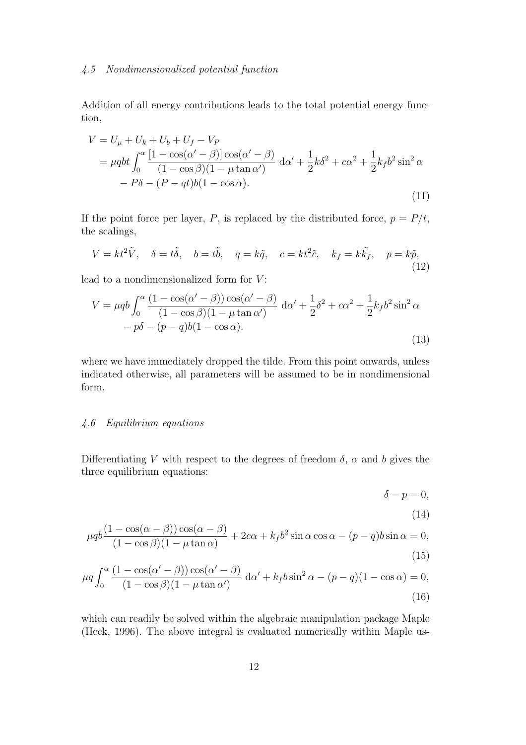### *4.5 Nondimensionalized potential function*

Addition of all energy contributions leads to the total potential energy function,

$$
\begin{aligned}
V &= U_\mu + U_k + U_b + U_f - V_P \\
&= \mu q b t \int_0^\alpha \frac{[1-\cos(\alpha'-\beta)]\cos(\alpha'-\beta)}{(1-\cos\beta)(1-\mu\tan\alpha')}\,\mathrm{d}\alpha' + \frac{1}{2}k\delta^2 + c\alpha^2 + \frac{1}{2}k_f b^2\sin^2\alpha \\
&\quad - P\delta - (P - qt)b(1-\cos\alpha).
\end{aligned} \tag{11}
$$

If the point force per layer, $P$, is replaced by the distributed force, $p = P/t$, the scalings,

$$
V = kt^2\tilde{V}, \quad \delta = t\tilde{\delta}, \quad b = t\tilde{b}, \quad q = k\tilde{q}, \quad c = kt^2\tilde{c}, \quad k_f = k\tilde{k_f}, \quad p = k\tilde{p}, \tag{12}
$$

lead to a nondimensionalized form for $V$:

$$
\begin{aligned}
V &= \mu q b \int_0^\alpha \frac{(1-\cos(\alpha'-\beta))\cos(\alpha'-\beta)}{(1-\cos\beta)(1-\mu\tan\alpha')}\,\mathrm{d}\alpha' + \frac{1}{2}\delta^2 + c\alpha^2 + \frac{1}{2}k_f b^2\sin^2\alpha \\
&\quad - p\delta - (p-q)b(1-\cos\alpha).
\end{aligned} \tag{13}
$$

where we have immediately dropped the tilde. From this point onwards, unless indicated otherwise, all parameters will be assumed to be in nondimensional form.

### *4.6 Equilibrium equations*

Differentiating $V$ with respect to the degrees of freedom $\delta$, $\alpha$ and $b$ gives the three equilibrium equations:

$$
\delta - p = 0, \tag{14}
$$

$$
\mu q b \frac{(1-\cos(\alpha-\beta))\cos(\alpha-\beta)}{(1-\cos\beta)(1-\mu\tan\alpha)} + 2c\alpha + k_f b^2 \sin\alpha\cos\alpha - (p-q)b\sin\alpha = 0, \tag{15}
$$

$$
\mu q \int_0^\alpha \frac{(1-\cos(\alpha'-\beta))\cos(\alpha'-\beta)}{(1-\cos\beta)(1-\mu\tan\alpha')}\,\mathrm{d}\alpha' + k_f b \sin^2\alpha - (p-q)(1-\cos\alpha) = 0, \tag{16}
$$

which can readily be solved within the algebraic manipulation package Maple (Heck, 1996). The above integral is evaluated numerically within Maple us-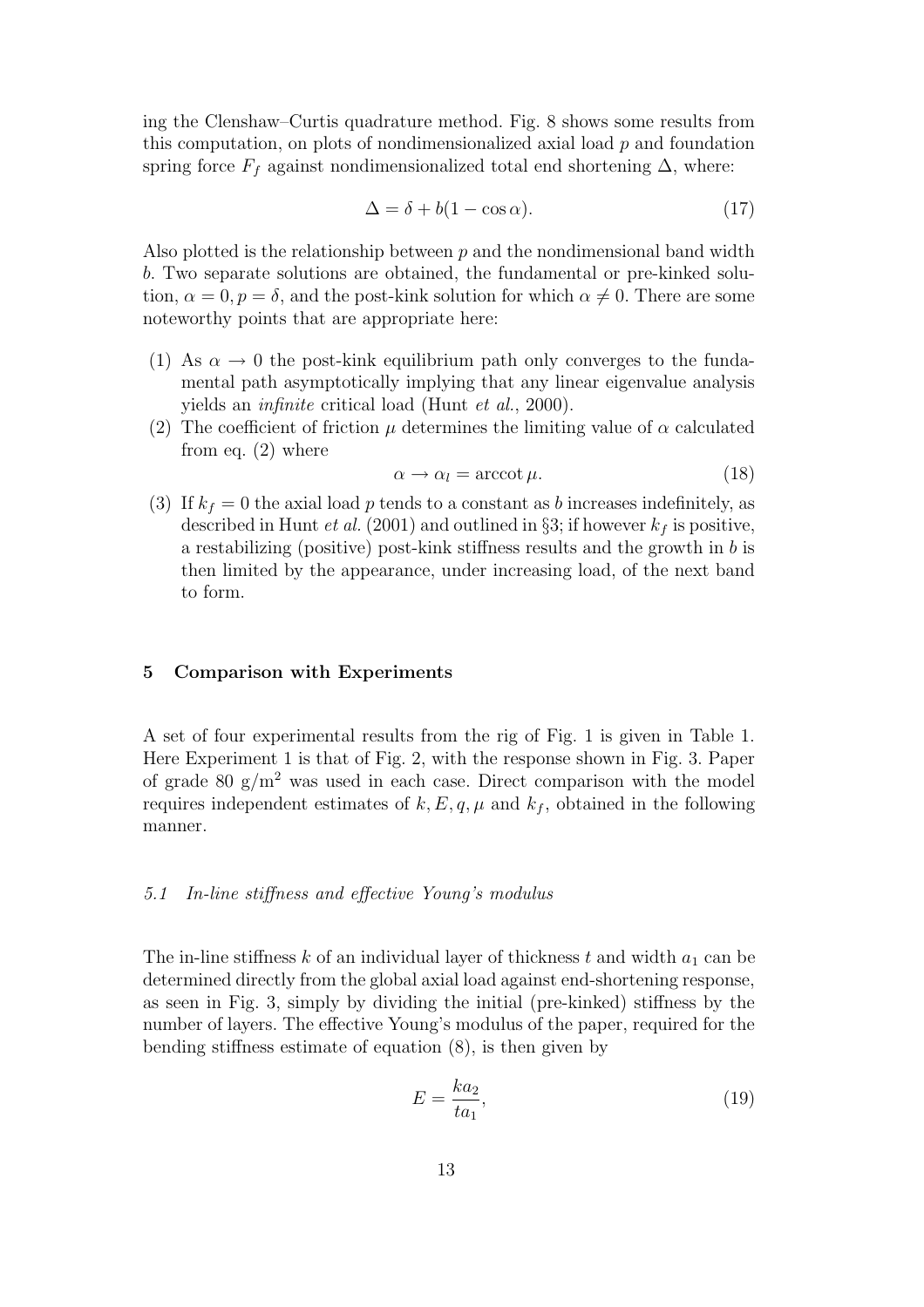ing the Clenshaw–Curtis quadrature method. Fig. 8 shows some results from this computation, on plots of nondimensionalized axial load $p$ and foundation spring force $F_f$ against nondimensionalized total end shortening $\Delta$, where:

$$\Delta = \delta + b(1 - \cos\alpha). \tag{17}$$

Also plotted is the relationship between $p$ and the nondimensional band width $b$. Two separate solutions are obtained, the fundamental or pre-kinked solution, $\alpha = 0, p = \delta$, and the post-kink solution for which $\alpha \neq 0$. There are some noteworthy points that are appropriate here:

(1) As $\alpha \to 0$ the post-kink equilibrium path only converges to the fundamental path asymptotically implying that any linear eigenvalue analysis yields an *infinite* critical load (Hunt *et al.*, 2000).

(2) The coefficient of friction $\mu$ determines the limiting value of $\alpha$ calculated from eq. (2) where

$$\alpha \to \alpha_l = \operatorname{arccot} \mu. \tag{18}$$

(3) If $k_f = 0$ the axial load $p$ tends to a constant as $b$ increases indefinitely, as described in Hunt *et al.* (2001) and outlined in §3; if however $k_f$ is positive, a restabilizing (positive) post-kink stiffness results and the growth in $b$ is then limited by the appearance, under increasing load, of the next band to form.

## 5 Comparison with Experiments

A set of four experimental results from the rig of Fig. 1 is given in Table 1. Here Experiment 1 is that of Fig. 2, with the response shown in Fig. 3. Paper of grade 80 g/m$^2$ was used in each case. Direct comparison with the model requires independent estimates of $k, E, q, \mu$ and $k_f$, obtained in the following manner.

### *5.1 In-line stiffness and effective Young's modulus*

The in-line stiffness $k$ of an individual layer of thickness $t$ and width $a_1$ can be determined directly from the global axial load against end-shortening response, as seen in Fig. 3, simply by dividing the initial (pre-kinked) stiffness by the number of layers. The effective Young's modulus of the paper, required for the bending stiffness estimate of equation (8), is then given by

$$E = \frac{ka_2}{ta_1}, \tag{19}$$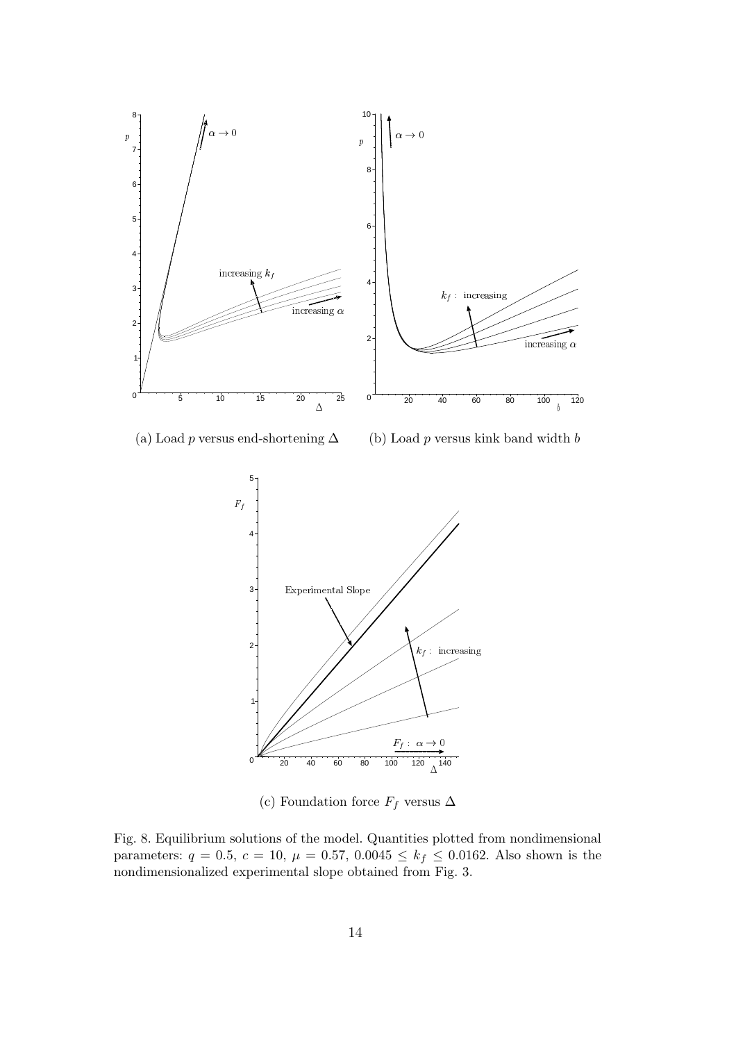(a) Load $p$ versus end-shortening $\Delta$

(b) Load $p$ versus kink band width $b$

(c) Foundation force $F_f$ versus $\Delta$

Fig. 8. Equilibrium solutions of the model. Quantities plotted from nondimensional parameters: $q = 0.5$, $c = 10$, $\mu = 0.57$, $0.0045 \leq k_f \leq 0.0162$. Also shown is the nondimensionalized experimental slope obtained from Fig. 3.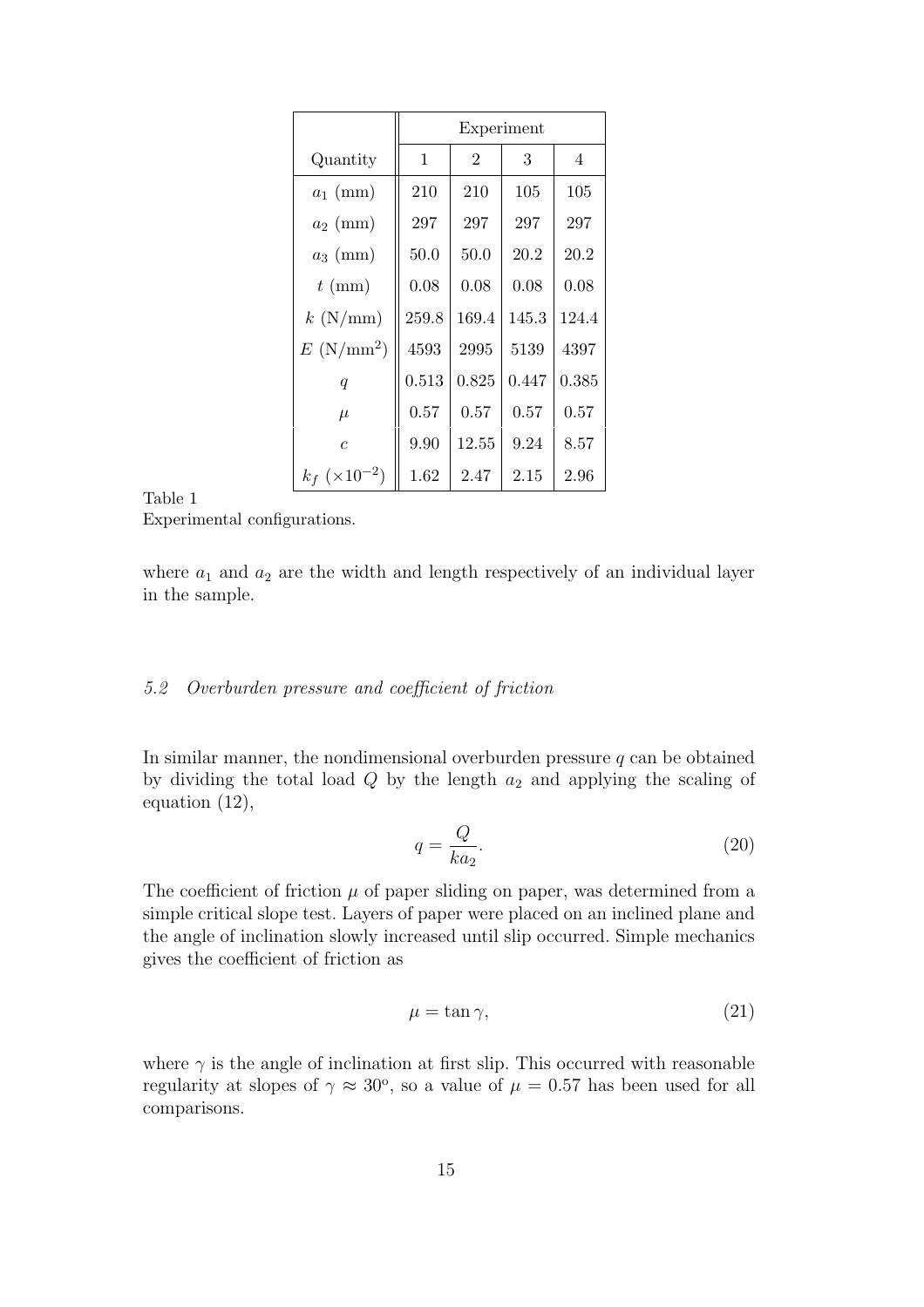| Quantity | Experiment 1 | 2 | 3 | 4 |
|---|---|---|---|---|
| $a_1$ (mm) | 210 | 210 | 105 | 105 |
| $a_2$ (mm) | 297 | 297 | 297 | 297 |
| $a_3$ (mm) | 50.0 | 50.0 | 20.2 | 20.2 |
| $t$ (mm) | 0.08 | 0.08 | 0.08 | 0.08 |
| $k$ (N/mm) | 259.8 | 169.4 | 145.3 | 124.4 |
| $E$ (N/mm$^2$) | 4593 | 2995 | 5139 | 4397 |
| $q$ | 0.513 | 0.825 | 0.447 | 0.385 |
| $\mu$ | 0.57 | 0.57 | 0.57 | 0.57 |
| $c$ | 9.90 | 12.55 | 9.24 | 8.57 |
| $k_f$ ($\times 10^{-2}$) | 1.62 | 2.47 | 2.15 | 2.96 |

Table 1
Experimental configurations.

where $a_1$ and $a_2$ are the width and length respectively of an individual layer in the sample.

### *5.2 Overburden pressure and coefficient of friction*

In similar manner, the nondimensional overburden pressure $q$ can be obtained by dividing the total load $Q$ by the length $a_2$ and applying the scaling of equation (12),

$$q = \frac{Q}{ka_2}. \tag{20}$$

The coefficient of friction $\mu$ of paper sliding on paper, was determined from a simple critical slope test. Layers of paper were placed on an inclined plane and the angle of inclination slowly increased until slip occurred. Simple mechanics gives the coefficient of friction as

$$\mu = \tan \gamma, \tag{21}$$

where $\gamma$ is the angle of inclination at first slip. This occurred with reasonable regularity at slopes of $\gamma \approx 30^{\text{o}}$, so a value of $\mu = 0.57$ has been used for all comparisons.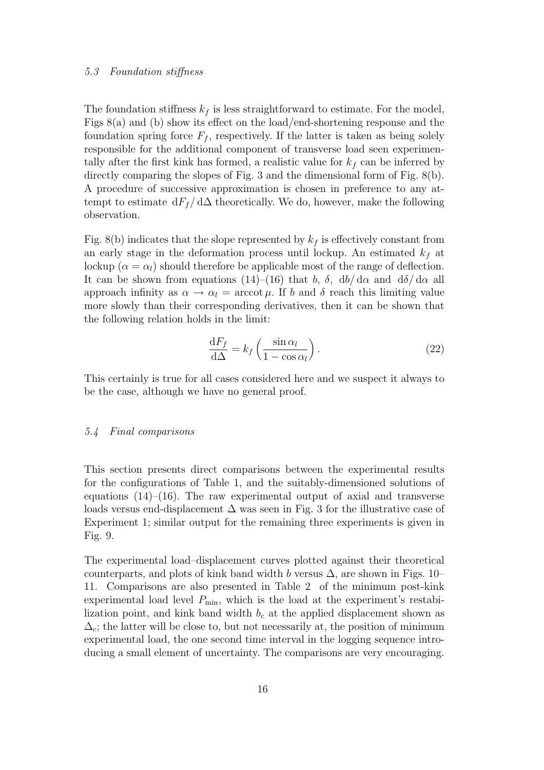### *5.3 Foundation stiffness*

The foundation stiffness $k_f$ is less straightforward to estimate. For the model, Figs 8(a) and (b) show its effect on the load/end-shortening response and the foundation spring force $F_f$, respectively. If the latter is taken as being solely responsible for the additional component of transverse load seen experimentally after the first kink has formed, a realistic value for $k_f$ can be inferred by directly comparing the slopes of Fig. 3 and the dimensional form of Fig. 8(b). A procedure of successive approximation is chosen in preference to any attempt to estimate $\mathrm{d}F_f/\,\mathrm{d}\Delta$ theoretically. We do, however, make the following observation.

Fig. 8(b) indicates that the slope represented by $k_f$ is effectively constant from an early stage in the deformation process until lockup. An estimated $k_f$ at lockup ($\alpha = \alpha_l$) should therefore be applicable most of the range of deflection. It can be shown from equations (14)–(16) that $b$, $\delta$, $\mathrm{d}b/\,\mathrm{d}\alpha$ and $\mathrm{d}\delta/\,\mathrm{d}\alpha$ all approach infinity as $\alpha \to \alpha_l = \operatorname{arccot}\mu$. If $b$ and $\delta$ reach this limiting value more slowly than their corresponding derivatives, then it can be shown that the following relation holds in the limit:

$$\frac{\mathrm{d}F_f}{\mathrm{d}\Delta} = k_f \left( \frac{\sin \alpha_l}{1 - \cos \alpha_l} \right). \tag{22}$$

This certainly is true for all cases considered here and we suspect it always to be the case, although we have no general proof.

### *5.4 Final comparisons*

This section presents direct comparisons between the experimental results for the configurations of Table 1, and the suitably-dimensioned solutions of equations (14)–(16). The raw experimental output of axial and transverse loads versus end-displacement $\Delta$ was seen in Fig. 3 for the illustrative case of Experiment 1; similar output for the remaining three experiments is given in Fig. 9.

The experimental load–displacement curves plotted against their theoretical counterparts, and plots of kink band width $b$ versus $\Delta$, are shown in Figs. 10–11. Comparisons are also presented in Table 2 of the minimum post-kink experimental load level $P_{\min}$, which is the load at the experiment's restabilization point, and kink band width $b_c$ at the applied displacement shown as $\Delta_c$; the latter will be close to, but not necessarily at, the position of minimum experimental load, the one second time interval in the logging sequence introducing a small element of uncertainty. The comparisons are very encouraging.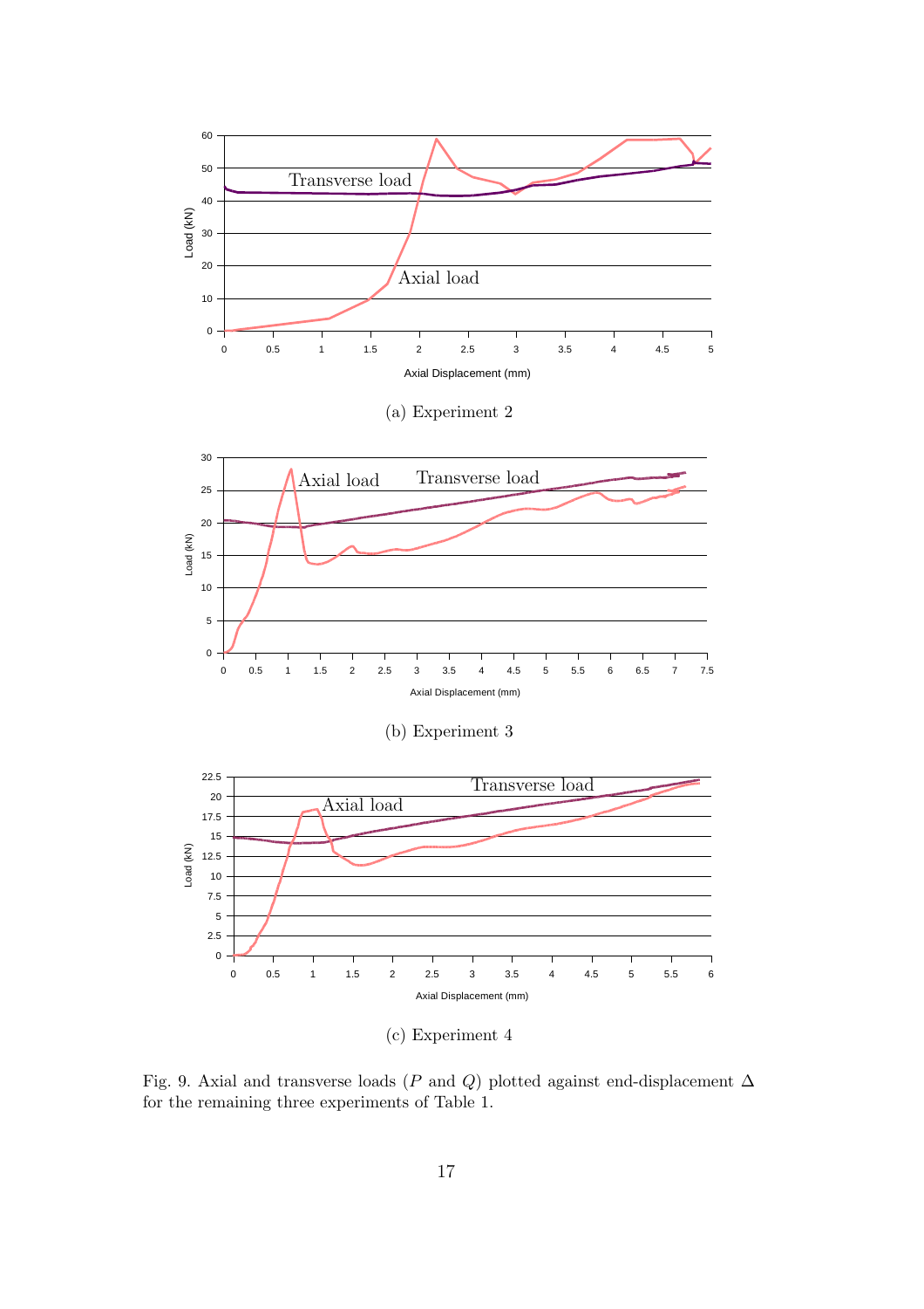(a) Experiment 2

(b) Experiment 3

(c) Experiment 4

Fig. 9. Axial and transverse loads ($P$ and $Q$) plotted against end-displacement $\Delta$ for the remaining three experiments of Table 1.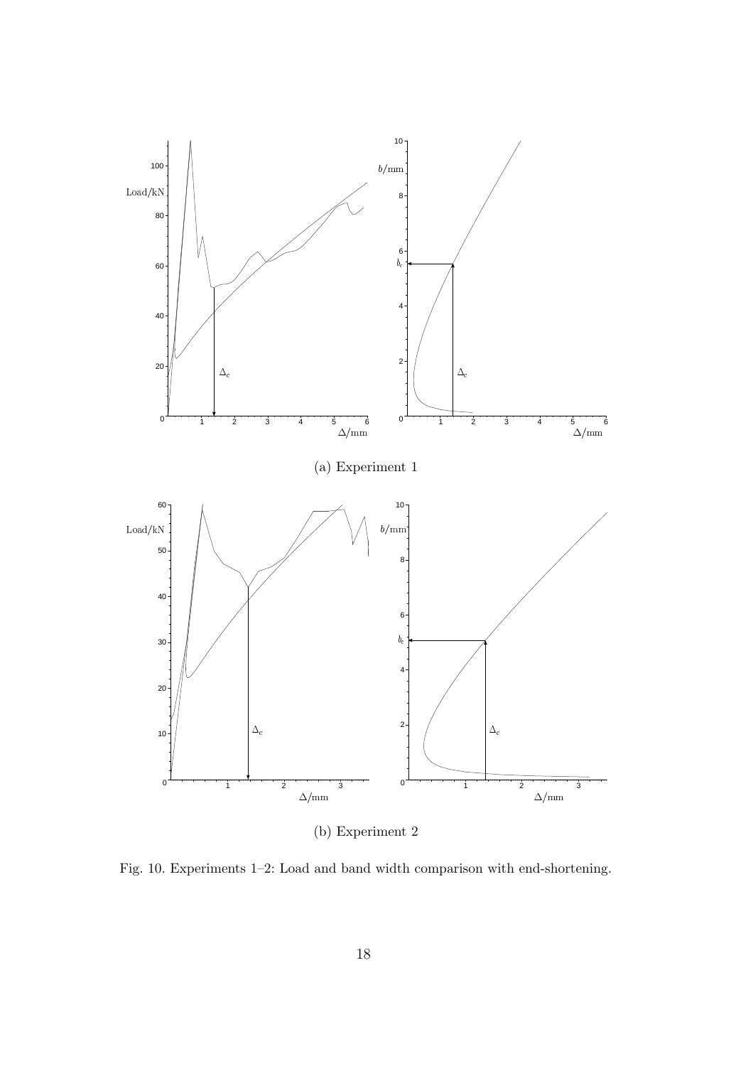(a) Experiment 1

(b) Experiment 2

Fig. 10. Experiments 1–2: Load and band width comparison with end-shortening.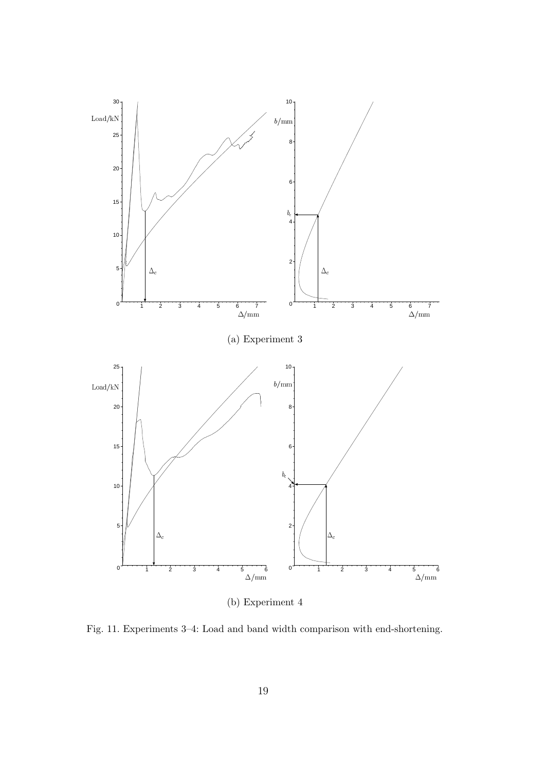(a) Experiment 3

(b) Experiment 4

Fig. 11. Experiments 3–4: Load and band width comparison with end-shortening.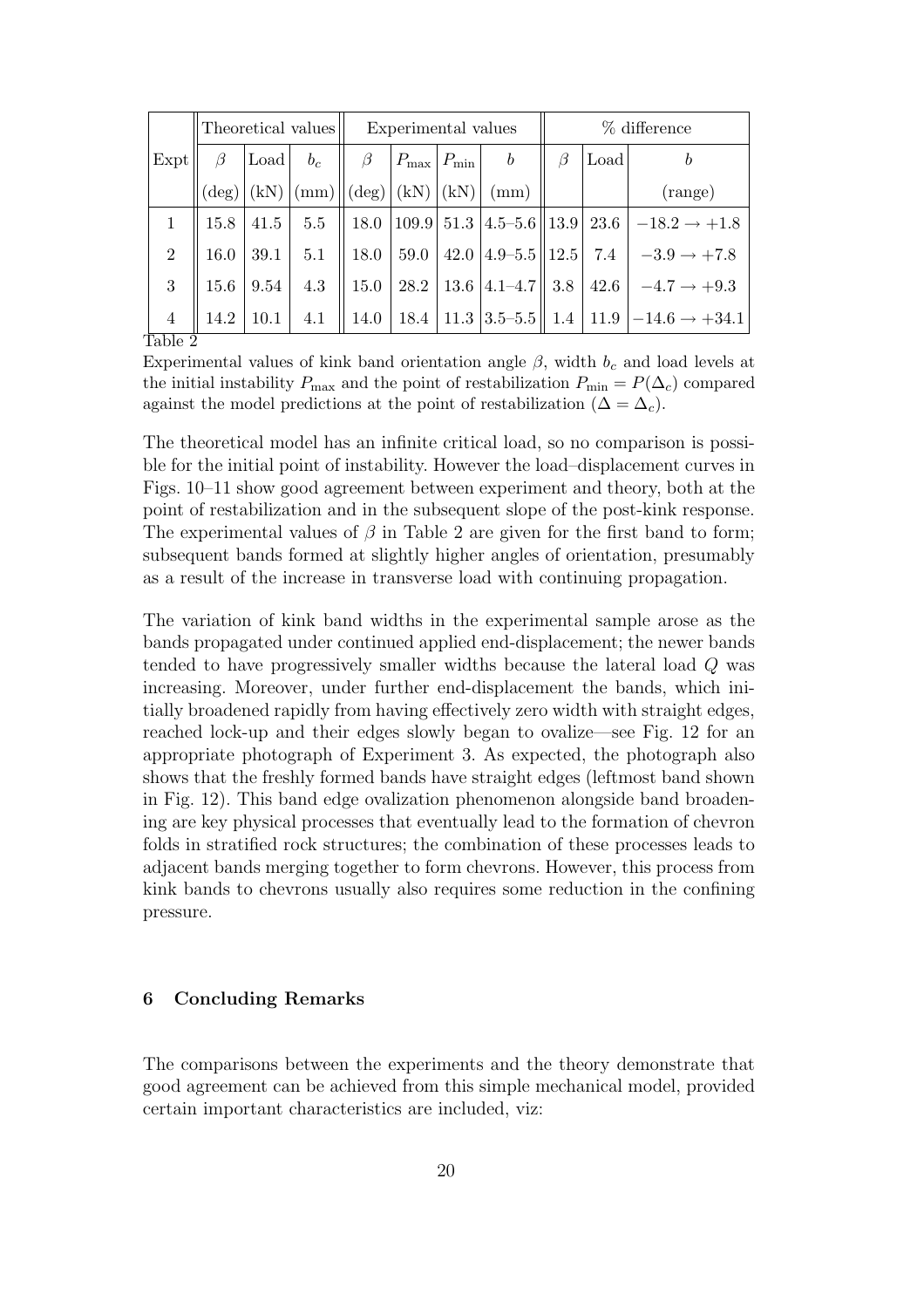| Expt | Theoretical values | | | Experimental values | | | | % difference | | |
|---|---|---|---|---|---|---|---|---|---|---|
| | $\beta$ | Load | $b_c$ | $\beta$ | $P_{\max}$ | $P_{\min}$ | $b$ | $\beta$ | Load | $b$ |
| | (deg) | (kN) | (mm) | (deg) | (kN) | (kN) | (mm) | | | (range) |
| 1 | 15.8 | 41.5 | 5.5 | 18.0 | 109.9 | 51.3 | 4.5–5.6 | 13.9 | 23.6 | $-18.2 \rightarrow +1.8$ |
| 2 | 16.0 | 39.1 | 5.1 | 18.0 | 59.0 | 42.0 | 4.9–5.5 | 12.5 | 7.4 | $-3.9 \rightarrow +7.8$ |
| 3 | 15.6 | 9.54 | 4.3 | 15.0 | 28.2 | 13.6 | 4.1–4.7 | 3.8 | 42.6 | $-4.7 \rightarrow +9.3$ |
| 4 | 14.2 | 10.1 | 4.1 | 14.0 | 18.4 | 11.3 | 3.5–5.5 | 1.4 | 11.9 | $-14.6 \rightarrow +34.1$ |

Table 2

Experimental values of kink band orientation angle $\beta$, width $b_c$ and load levels at the initial instability $P_{\max}$ and the point of restabilization $P_{\min} = P(\Delta_c)$ compared against the model predictions at the point of restabilization ($\Delta = \Delta_c$).

The theoretical model has an infinite critical load, so no comparison is possible for the initial point of instability. However the load–displacement curves in Figs. 10–11 show good agreement between experiment and theory, both at the point of restabilization and in the subsequent slope of the post-kink response. The experimental values of $\beta$ in Table 2 are given for the first band to form; subsequent bands formed at slightly higher angles of orientation, presumably as a result of the increase in transverse load with continuing propagation.

The variation of kink band widths in the experimental sample arose as the bands propagated under continued applied end-displacement; the newer bands tended to have progressively smaller widths because the lateral load $Q$ was increasing. Moreover, under further end-displacement the bands, which initially broadened rapidly from having effectively zero width with straight edges, reached lock-up and their edges slowly began to ovalize—see Fig. 12 for an appropriate photograph of Experiment 3. As expected, the photograph also shows that the freshly formed bands have straight edges (leftmost band shown in Fig. 12). This band edge ovalization phenomenon alongside band broadening are key physical processes that eventually lead to the formation of chevron folds in stratified rock structures; the combination of these processes leads to adjacent bands merging together to form chevrons. However, this process from kink bands to chevrons usually also requires some reduction in the confining pressure.

## 6 Concluding Remarks

The comparisons between the experiments and the theory demonstrate that good agreement can be achieved from this simple mechanical model, provided certain important characteristics are included, viz: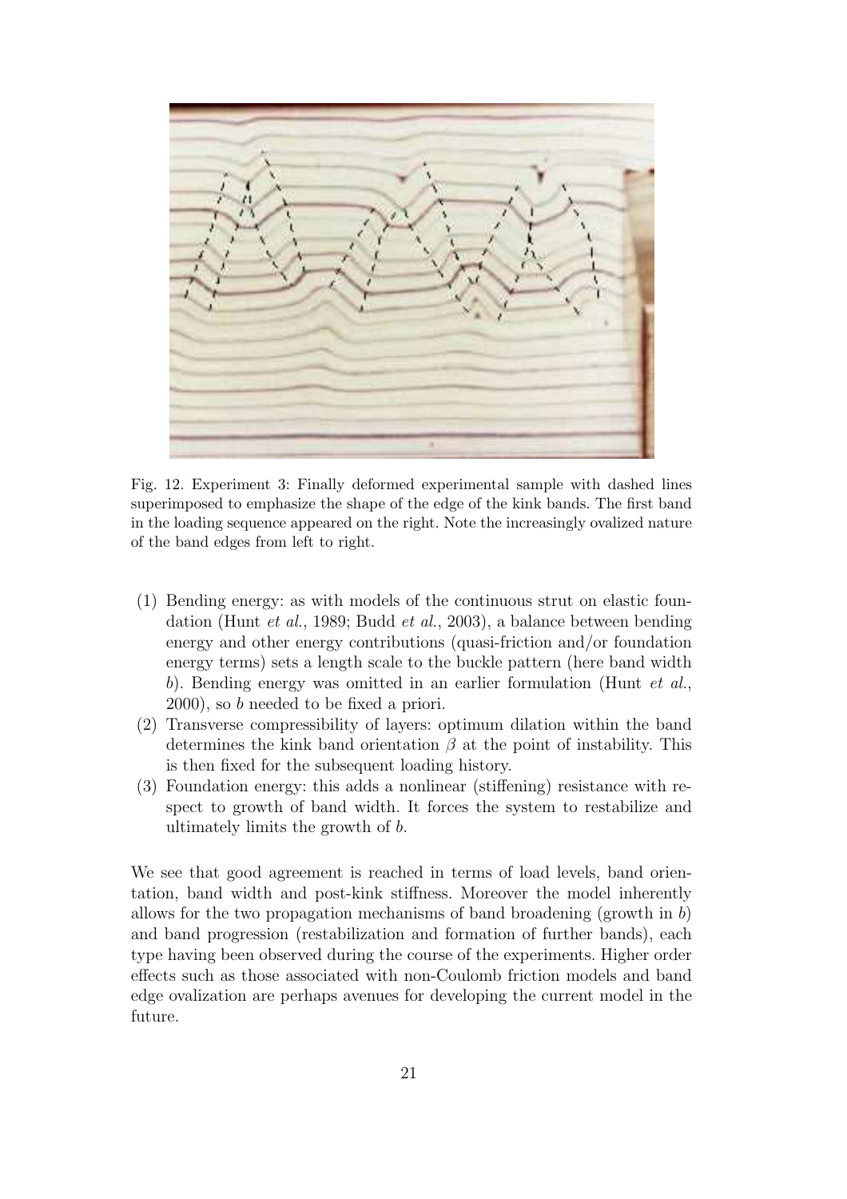Fig. 12. Experiment 3: Finally deformed experimental sample with dashed lines superimposed to emphasize the shape of the edge of the kink bands. The first band in the loading sequence appeared on the right. Note the increasingly ovalized nature of the band edges from left to right.

(1) Bending energy: as with models of the continuous strut on elastic foundation (Hunt *et al.*, 1989; Budd *et al.*, 2003), a balance between bending energy and other energy contributions (quasi-friction and/or foundation energy terms) sets a length scale to the buckle pattern (here band width $b$). Bending energy was omitted in an earlier formulation (Hunt *et al.*, 2000), so $b$ needed to be fixed a priori.
(2) Transverse compressibility of layers: optimum dilation within the band determines the kink band orientation $\beta$ at the point of instability. This is then fixed for the subsequent loading history.
(3) Foundation energy: this adds a nonlinear (stiffening) resistance with respect to growth of band width. It forces the system to restabilize and ultimately limits the growth of $b$.

We see that good agreement is reached in terms of load levels, band orientation, band width and post-kink stiffness. Moreover the model inherently allows for the two propagation mechanisms of band broadening (growth in $b$) and band progression (restabilization and formation of further bands), each type having been observed during the course of the experiments. Higher order effects such as those associated with non-Coulomb friction models and band edge ovalization are perhaps avenues for developing the current model in the future.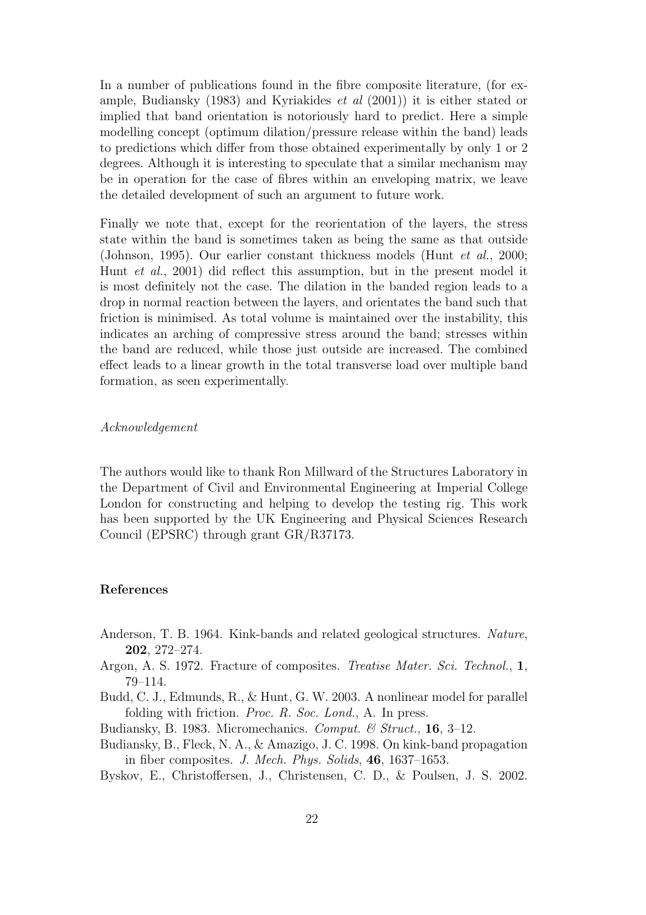In a number of publications found in the fibre composite literature, (for example, Budiansky (1983) and Kyriakides *et al* (2001)) it is either stated or implied that band orientation is notoriously hard to predict. Here a simple modelling concept (optimum dilation/pressure release within the band) leads to predictions which differ from those obtained experimentally by only 1 or 2 degrees. Although it is interesting to speculate that a similar mechanism may be in operation for the case of fibres within an enveloping matrix, we leave the detailed development of such an argument to future work.

Finally we note that, except for the reorientation of the layers, the stress state within the band is sometimes taken as being the same as that outside (Johnson, 1995). Our earlier constant thickness models (Hunt *et al.*, 2000; Hunt *et al.*, 2001) did reflect this assumption, but in the present model it is most definitely not the case. The dilation in the banded region leads to a drop in normal reaction between the layers, and orientates the band such that friction is minimised. As total volume is maintained over the instability, this indicates an arching of compressive stress around the band; stresses within the band are reduced, while those just outside are increased. The combined effect leads to a linear growth in the total transverse load over multiple band formation, as seen experimentally.

*Acknowledgement*

The authors would like to thank Ron Millward of the Structures Laboratory in the Department of Civil and Environmental Engineering at Imperial College London for constructing and helping to develop the testing rig. This work has been supported by the UK Engineering and Physical Sciences Research Council (EPSRC) through grant GR/R37173.

**References**

Anderson, T. B. 1964. Kink-bands and related geological structures. *Nature*, **202**, 272–274.

Argon, A. S. 1972. Fracture of composites. *Treatise Mater. Sci. Technol.*, **1**, 79–114.

Budd, C. J., Edmunds, R., & Hunt, G. W. 2003. A nonlinear model for parallel folding with friction. *Proc. R. Soc. Lond.*, A. In press.

Budiansky, B. 1983. Micromechanics. *Comput. & Struct.*, **16**, 3–12.

Budiansky, B., Fleck, N. A., & Amazigo, J. C. 1998. On kink-band propagation in fiber composites. *J. Mech. Phys. Solids*, **46**, 1637–1653.

Byskov, E., Christoffersen, J., Christensen, C. D., & Poulsen, J. S. 2002.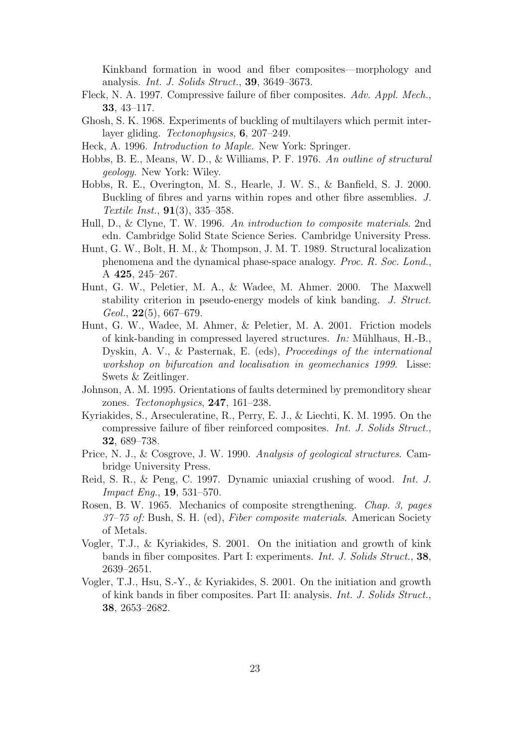Kinkband formation in wood and fiber composites—morphology and analysis. *Int. J. Solids Struct.*, **39**, 3649–3673.

Fleck, N. A. 1997. Compressive failure of fiber composites. *Adv. Appl. Mech.*, **33**, 43–117.

Ghosh, S. K. 1968. Experiments of buckling of multilayers which permit interlayer gliding. *Tectonophysics*, **6**, 207–249.

Heck, A. 1996. *Introduction to Maple.* New York: Springer.

Hobbs, B. E., Means, W. D., & Williams, P. F. 1976. *An outline of structural geology.* New York: Wiley.

Hobbs, R. E., Overington, M. S., Hearle, J. W. S., & Banfield, S. J. 2000. Buckling of fibres and yarns within ropes and other fibre assemblies. *J. Textile Inst.*, **91**(3), 335–358.

Hull, D., & Clyne, T. W. 1996. *An introduction to composite materials.* 2nd edn. Cambridge Solid State Science Series. Cambridge University Press.

Hunt, G. W., Bolt, H. M., & Thompson, J. M. T. 1989. Structural localization phenomena and the dynamical phase-space analogy. *Proc. R. Soc. Lond.*, A **425**, 245–267.

Hunt, G. W., Peletier, M. A., & Wadee, M. Ahmer. 2000. The Maxwell stability criterion in pseudo-energy models of kink banding. *J. Struct. Geol.*, **22**(5), 667–679.

Hunt, G. W., Wadee, M. Ahmer, & Peletier, M. A. 2001. Friction models of kink-banding in compressed layered structures. *In:* Mühlhaus, H.-B., Dyskin, A. V., & Pasternak, E. (eds), *Proceedings of the international workshop on bifurcation and localisation in geomechanics 1999.* Lisse: Swets & Zeitlinger.

Johnson, A. M. 1995. Orientations of faults determined by premonditory shear zones. *Tectonophysics*, **247**, 161–238.

Kyriakides, S., Arseculeratine, R., Perry, E. J., & Liechti, K. M. 1995. On the compressive failure of fiber reinforced composites. *Int. J. Solids Struct.*, **32**, 689–738.

Price, N. J., & Cosgrove, J. W. 1990. *Analysis of geological structures.* Cambridge University Press.

Reid, S. R., & Peng, C. 1997. Dynamic uniaxial crushing of wood. *Int. J. Impact Eng.*, **19**, 531–570.

Rosen, B. W. 1965. Mechanics of composite strengthening. *Chap. 3, pages 37–75 of:* Bush, S. H. (ed), *Fiber composite materials.* American Society of Metals.

Vogler, T.J., & Kyriakides, S. 2001. On the initiation and growth of kink bands in fiber composites. Part I: experiments. *Int. J. Solids Struct.*, **38**, 2639–2651.

Vogler, T.J., Hsu, S.-Y., & Kyriakides, S. 2001. On the initiation and growth of kink bands in fiber composites. Part II: analysis. *Int. J. Solids Struct.*, **38**, 2653–2682.